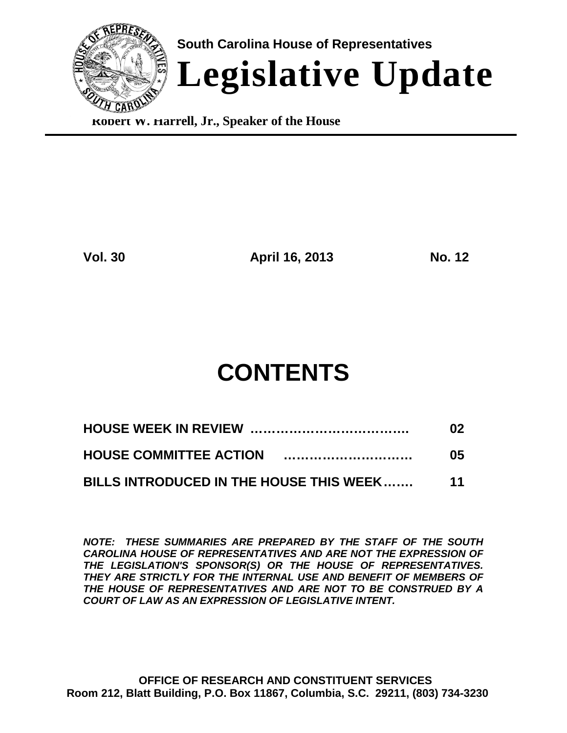South Carolina House of Representatives

# Legislative Update

Robert W. Harrell, Jr., Speaker of the House

**Vol. 30** **April 16, 2013** **No. 12**

# CONTENTS

| | |
|---|---|
| **HOUSE WEEK IN REVIEW ……………………………….** | **02** |
| **HOUSE COMMITTEE ACTION …………………………** | **05** |
| **BILLS INTRODUCED IN THE HOUSE THIS WEEK…….** | **11** |

***NOTE: THESE SUMMARIES ARE PREPARED BY THE STAFF OF THE SOUTH CAROLINA HOUSE OF REPRESENTATIVES AND ARE NOT THE EXPRESSION OF THE LEGISLATION'S SPONSOR(S) OR THE HOUSE OF REPRESENTATIVES. THEY ARE STRICTLY FOR THE INTERNAL USE AND BENEFIT OF MEMBERS OF THE HOUSE OF REPRESENTATIVES AND ARE NOT TO BE CONSTRUED BY A COURT OF LAW AS AN EXPRESSION OF LEGISLATIVE INTENT.***

**OFFICE OF RESEARCH AND CONSTITUENT SERVICES**
**Room 212, Blatt Building, P.O. Box 11867, Columbia, S.C. 29211, (803) 734-3230**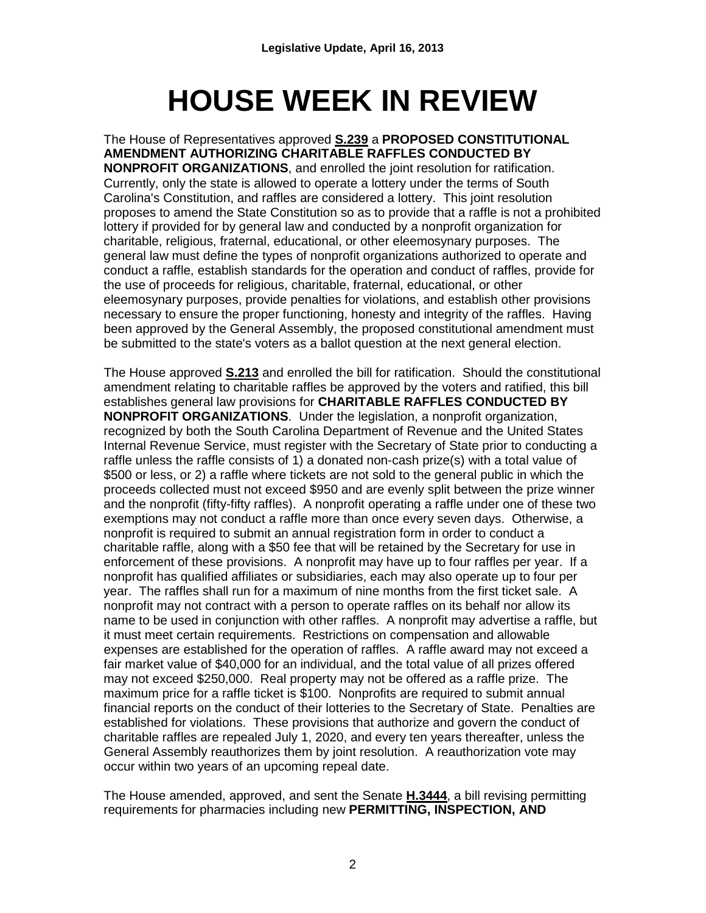# HOUSE WEEK IN REVIEW

The House of Representatives approved **S.239** a **PROPOSED CONSTITUTIONAL AMENDMENT AUTHORIZING CHARITABLE RAFFLES CONDUCTED BY NONPROFIT ORGANIZATIONS**, and enrolled the joint resolution for ratification. Currently, only the state is allowed to operate a lottery under the terms of South Carolina's Constitution, and raffles are considered a lottery. This joint resolution proposes to amend the State Constitution so as to provide that a raffle is not a prohibited lottery if provided for by general law and conducted by a nonprofit organization for charitable, religious, fraternal, educational, or other eleemosynary purposes. The general law must define the types of nonprofit organizations authorized to operate and conduct a raffle, establish standards for the operation and conduct of raffles, provide for the use of proceeds for religious, charitable, fraternal, educational, or other eleemosynary purposes, provide penalties for violations, and establish other provisions necessary to ensure the proper functioning, honesty and integrity of the raffles. Having been approved by the General Assembly, the proposed constitutional amendment must be submitted to the state's voters as a ballot question at the next general election.

The House approved **S.213** and enrolled the bill for ratification. Should the constitutional amendment relating to charitable raffles be approved by the voters and ratified, this bill establishes general law provisions for **CHARITABLE RAFFLES CONDUCTED BY NONPROFIT ORGANIZATIONS**. Under the legislation, a nonprofit organization, recognized by both the South Carolina Department of Revenue and the United States Internal Revenue Service, must register with the Secretary of State prior to conducting a raffle unless the raffle consists of 1) a donated non-cash prize(s) with a total value of $500 or less, or 2) a raffle where tickets are not sold to the general public in which the proceeds collected must not exceed $950 and are evenly split between the prize winner and the nonprofit (fifty-fifty raffles). A nonprofit operating a raffle under one of these two exemptions may not conduct a raffle more than once every seven days. Otherwise, a nonprofit is required to submit an annual registration form in order to conduct a charitable raffle, along with a $50 fee that will be retained by the Secretary for use in enforcement of these provisions. A nonprofit may have up to four raffles per year. If a nonprofit has qualified affiliates or subsidiaries, each may also operate up to four per year. The raffles shall run for a maximum of nine months from the first ticket sale. A nonprofit may not contract with a person to operate raffles on its behalf nor allow its name to be used in conjunction with other raffles. A nonprofit may advertise a raffle, but it must meet certain requirements. Restrictions on compensation and allowable expenses are established for the operation of raffles. A raffle award may not exceed a fair market value of $40,000 for an individual, and the total value of all prizes offered may not exceed $250,000. Real property may not be offered as a raffle prize. The maximum price for a raffle ticket is $100. Nonprofits are required to submit annual financial reports on the conduct of their lotteries to the Secretary of State. Penalties are established for violations. These provisions that authorize and govern the conduct of charitable raffles are repealed July 1, 2020, and every ten years thereafter, unless the General Assembly reauthorizes them by joint resolution. A reauthorization vote may occur within two years of an upcoming repeal date.

The House amended, approved, and sent the Senate **H.3444**, a bill revising permitting requirements for pharmacies including new **PERMITTING, INSPECTION, AND**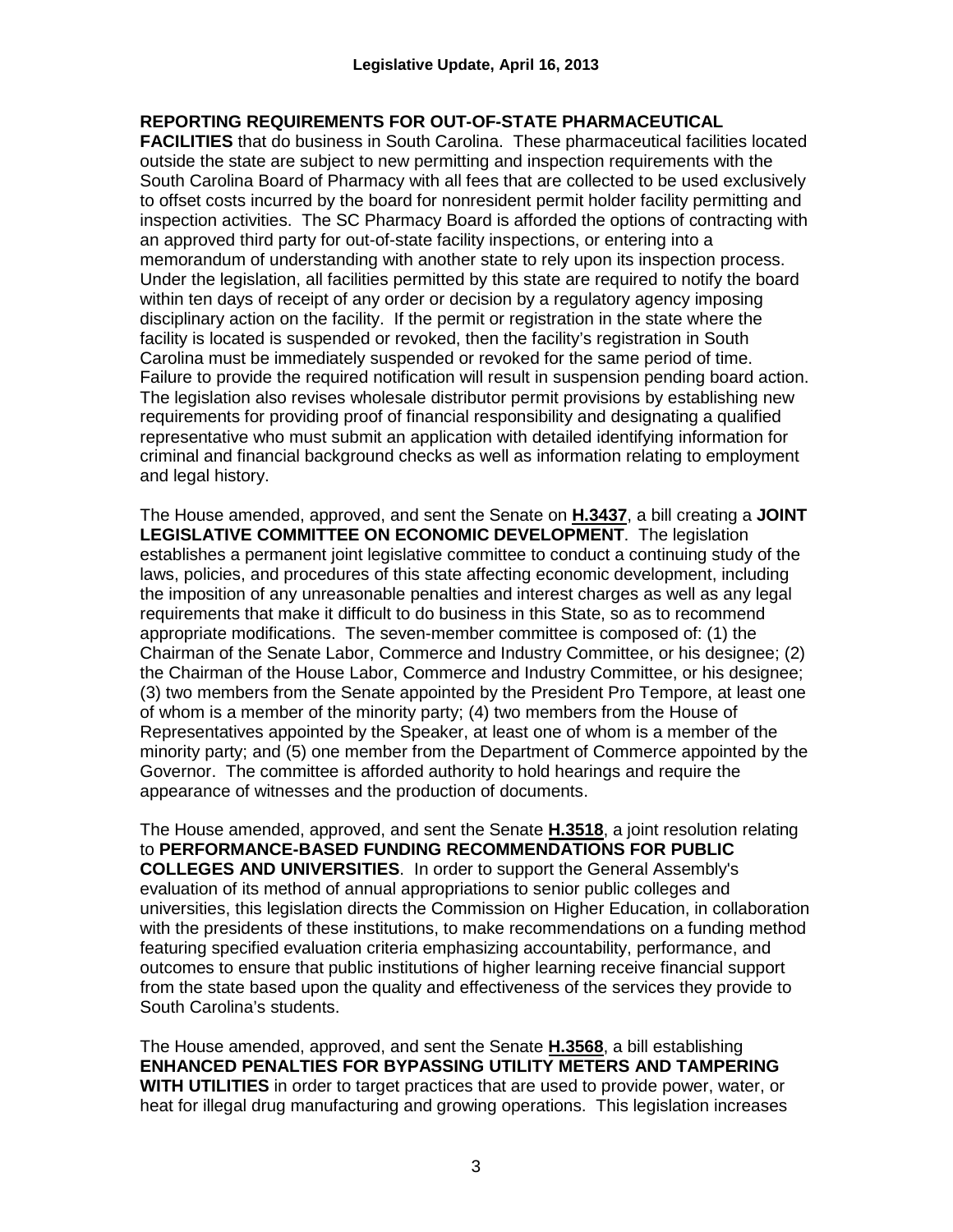**REPORTING REQUIREMENTS FOR OUT-OF-STATE PHARMACEUTICAL FACILITIES** that do business in South Carolina. These pharmaceutical facilities located outside the state are subject to new permitting and inspection requirements with the South Carolina Board of Pharmacy with all fees that are collected to be used exclusively to offset costs incurred by the board for nonresident permit holder facility permitting and inspection activities. The SC Pharmacy Board is afforded the options of contracting with an approved third party for out-of-state facility inspections, or entering into a memorandum of understanding with another state to rely upon its inspection process. Under the legislation, all facilities permitted by this state are required to notify the board within ten days of receipt of any order or decision by a regulatory agency imposing disciplinary action on the facility. If the permit or registration in the state where the facility is located is suspended or revoked, then the facility's registration in South Carolina must be immediately suspended or revoked for the same period of time. Failure to provide the required notification will result in suspension pending board action. The legislation also revises wholesale distributor permit provisions by establishing new requirements for providing proof of financial responsibility and designating a qualified representative who must submit an application with detailed identifying information for criminal and financial background checks as well as information relating to employment and legal history.

The House amended, approved, and sent the Senate on **H.3437**, a bill creating a **JOINT LEGISLATIVE COMMITTEE ON ECONOMIC DEVELOPMENT**. The legislation establishes a permanent joint legislative committee to conduct a continuing study of the laws, policies, and procedures of this state affecting economic development, including the imposition of any unreasonable penalties and interest charges as well as any legal requirements that make it difficult to do business in this State, so as to recommend appropriate modifications. The seven-member committee is composed of: (1) the Chairman of the Senate Labor, Commerce and Industry Committee, or his designee; (2) the Chairman of the House Labor, Commerce and Industry Committee, or his designee; (3) two members from the Senate appointed by the President Pro Tempore, at least one of whom is a member of the minority party; (4) two members from the House of Representatives appointed by the Speaker, at least one of whom is a member of the minority party; and (5) one member from the Department of Commerce appointed by the Governor. The committee is afforded authority to hold hearings and require the appearance of witnesses and the production of documents.

The House amended, approved, and sent the Senate **H.3518**, a joint resolution relating to **PERFORMANCE-BASED FUNDING RECOMMENDATIONS FOR PUBLIC COLLEGES AND UNIVERSITIES**. In order to support the General Assembly's evaluation of its method of annual appropriations to senior public colleges and universities, this legislation directs the Commission on Higher Education, in collaboration with the presidents of these institutions, to make recommendations on a funding method featuring specified evaluation criteria emphasizing accountability, performance, and outcomes to ensure that public institutions of higher learning receive financial support from the state based upon the quality and effectiveness of the services they provide to South Carolina's students.

The House amended, approved, and sent the Senate **H.3568**, a bill establishing **ENHANCED PENALTIES FOR BYPASSING UTILITY METERS AND TAMPERING WITH UTILITIES** in order to target practices that are used to provide power, water, or heat for illegal drug manufacturing and growing operations. This legislation increases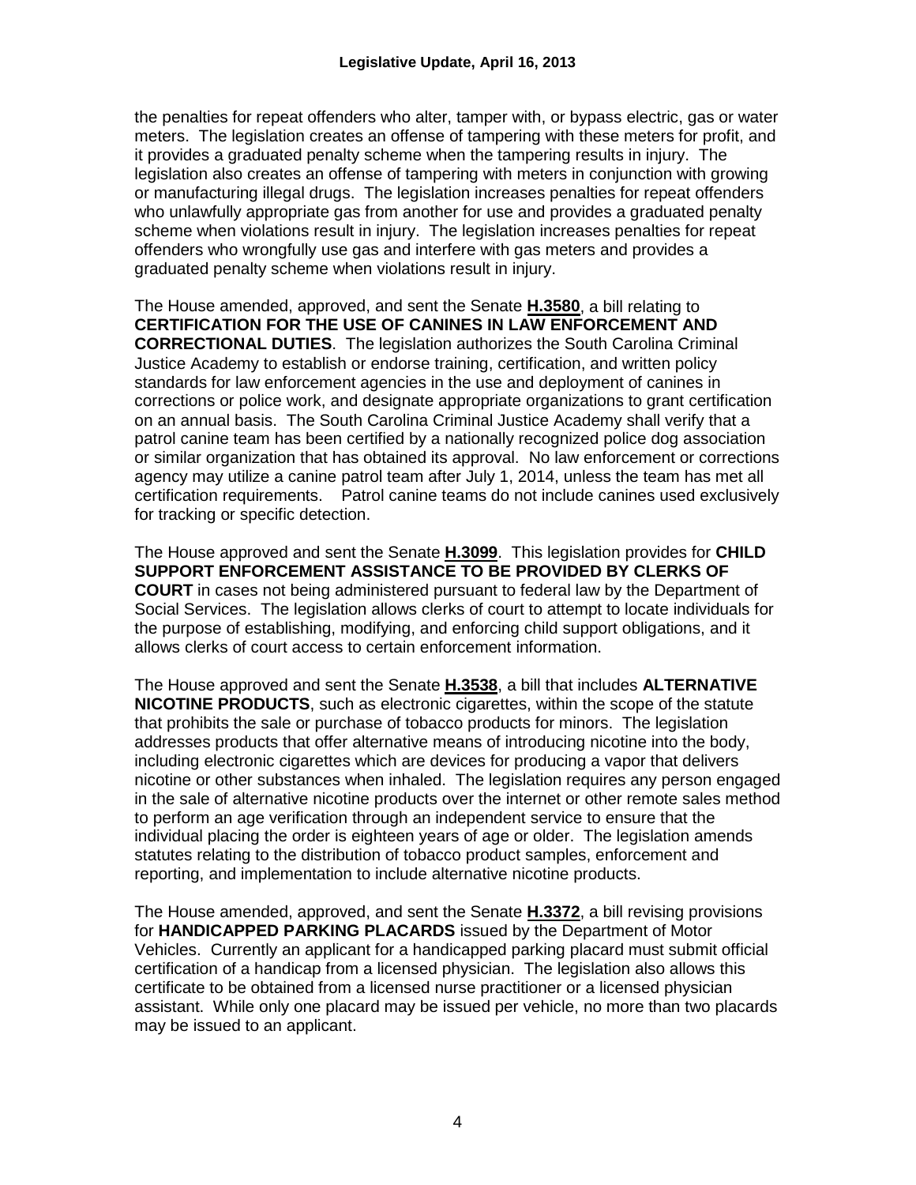the penalties for repeat offenders who alter, tamper with, or bypass electric, gas or water meters. The legislation creates an offense of tampering with these meters for profit, and it provides a graduated penalty scheme when the tampering results in injury. The legislation also creates an offense of tampering with meters in conjunction with growing or manufacturing illegal drugs. The legislation increases penalties for repeat offenders who unlawfully appropriate gas from another for use and provides a graduated penalty scheme when violations result in injury. The legislation increases penalties for repeat offenders who wrongfully use gas and interfere with gas meters and provides a graduated penalty scheme when violations result in injury.

The House amended, approved, and sent the Senate **H.3580**, a bill relating to **CERTIFICATION FOR THE USE OF CANINES IN LAW ENFORCEMENT AND CORRECTIONAL DUTIES**. The legislation authorizes the South Carolina Criminal Justice Academy to establish or endorse training, certification, and written policy standards for law enforcement agencies in the use and deployment of canines in corrections or police work, and designate appropriate organizations to grant certification on an annual basis. The South Carolina Criminal Justice Academy shall verify that a patrol canine team has been certified by a nationally recognized police dog association or similar organization that has obtained its approval. No law enforcement or corrections agency may utilize a canine patrol team after July 1, 2014, unless the team has met all certification requirements. Patrol canine teams do not include canines used exclusively for tracking or specific detection.

The House approved and sent the Senate **H.3099**. This legislation provides for **CHILD SUPPORT ENFORCEMENT ASSISTANCE TO BE PROVIDED BY CLERKS OF COURT** in cases not being administered pursuant to federal law by the Department of Social Services. The legislation allows clerks of court to attempt to locate individuals for the purpose of establishing, modifying, and enforcing child support obligations, and it allows clerks of court access to certain enforcement information.

The House approved and sent the Senate **H.3538**, a bill that includes **ALTERNATIVE NICOTINE PRODUCTS**, such as electronic cigarettes, within the scope of the statute that prohibits the sale or purchase of tobacco products for minors. The legislation addresses products that offer alternative means of introducing nicotine into the body, including electronic cigarettes which are devices for producing a vapor that delivers nicotine or other substances when inhaled. The legislation requires any person engaged in the sale of alternative nicotine products over the internet or other remote sales method to perform an age verification through an independent service to ensure that the individual placing the order is eighteen years of age or older. The legislation amends statutes relating to the distribution of tobacco product samples, enforcement and reporting, and implementation to include alternative nicotine products.

The House amended, approved, and sent the Senate **H.3372**, a bill revising provisions for **HANDICAPPED PARKING PLACARDS** issued by the Department of Motor Vehicles. Currently an applicant for a handicapped parking placard must submit official certification of a handicap from a licensed physician. The legislation also allows this certificate to be obtained from a licensed nurse practitioner or a licensed physician assistant. While only one placard may be issued per vehicle, no more than two placards may be issued to an applicant.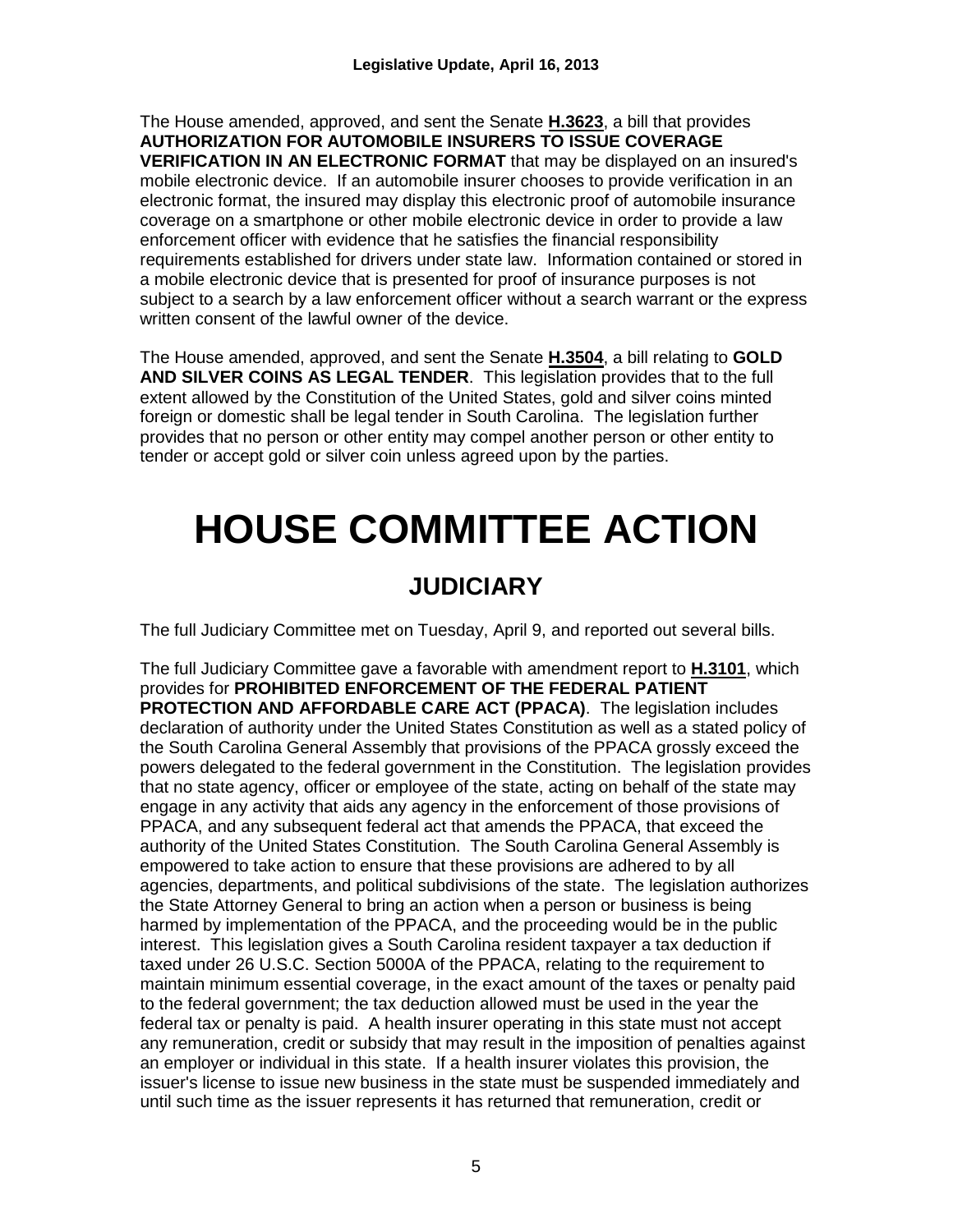The House amended, approved, and sent the Senate **H.3623**, a bill that provides **AUTHORIZATION FOR AUTOMOBILE INSURERS TO ISSUE COVERAGE VERIFICATION IN AN ELECTRONIC FORMAT** that may be displayed on an insured's mobile electronic device. If an automobile insurer chooses to provide verification in an electronic format, the insured may display this electronic proof of automobile insurance coverage on a smartphone or other mobile electronic device in order to provide a law enforcement officer with evidence that he satisfies the financial responsibility requirements established for drivers under state law. Information contained or stored in a mobile electronic device that is presented for proof of insurance purposes is not subject to a search by a law enforcement officer without a search warrant or the express written consent of the lawful owner of the device.

The House amended, approved, and sent the Senate **H.3504**, a bill relating to **GOLD AND SILVER COINS AS LEGAL TENDER**. This legislation provides that to the full extent allowed by the Constitution of the United States, gold and silver coins minted foreign or domestic shall be legal tender in South Carolina. The legislation further provides that no person or other entity may compel another person or other entity to tender or accept gold or silver coin unless agreed upon by the parties.

# HOUSE COMMITTEE ACTION

## JUDICIARY

The full Judiciary Committee met on Tuesday, April 9, and reported out several bills.

The full Judiciary Committee gave a favorable with amendment report to **H.3101**, which provides for **PROHIBITED ENFORCEMENT OF THE FEDERAL PATIENT PROTECTION AND AFFORDABLE CARE ACT (PPACA)**. The legislation includes declaration of authority under the United States Constitution as well as a stated policy of the South Carolina General Assembly that provisions of the PPACA grossly exceed the powers delegated to the federal government in the Constitution. The legislation provides that no state agency, officer or employee of the state, acting on behalf of the state may engage in any activity that aids any agency in the enforcement of those provisions of PPACA, and any subsequent federal act that amends the PPACA, that exceed the authority of the United States Constitution. The South Carolina General Assembly is empowered to take action to ensure that these provisions are adhered to by all agencies, departments, and political subdivisions of the state. The legislation authorizes the State Attorney General to bring an action when a person or business is being harmed by implementation of the PPACA, and the proceeding would be in the public interest. This legislation gives a South Carolina resident taxpayer a tax deduction if taxed under 26 U.S.C. Section 5000A of the PPACA, relating to the requirement to maintain minimum essential coverage, in the exact amount of the taxes or penalty paid to the federal government; the tax deduction allowed must be used in the year the federal tax or penalty is paid. A health insurer operating in this state must not accept any remuneration, credit or subsidy that may result in the imposition of penalties against an employer or individual in this state. If a health insurer violates this provision, the issuer's license to issue new business in the state must be suspended immediately and until such time as the issuer represents it has returned that remuneration, credit or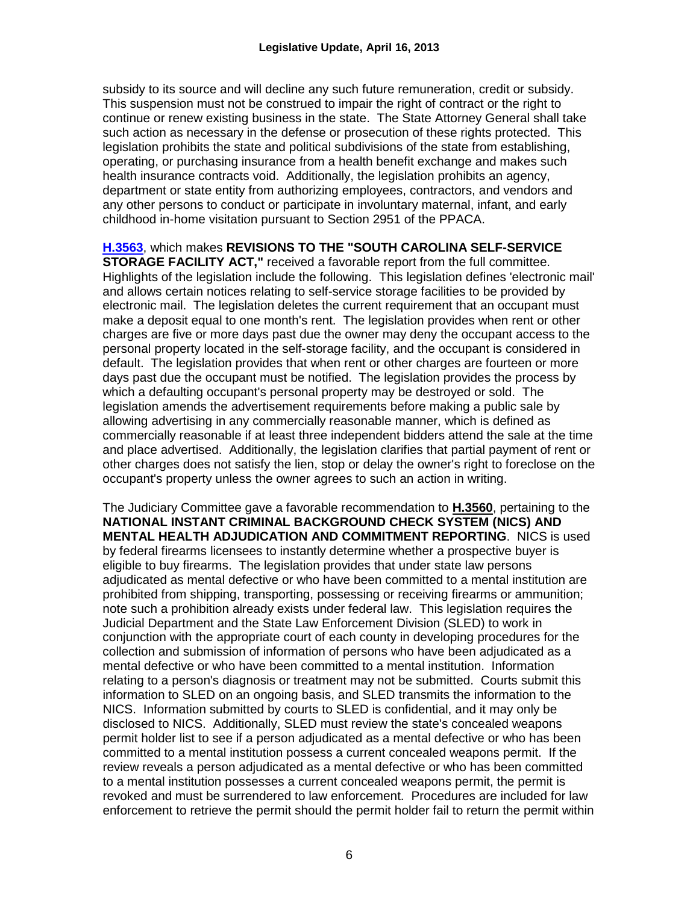subsidy to its source and will decline any such future remuneration, credit or subsidy. This suspension must not be construed to impair the right of contract or the right to continue or renew existing business in the state. The State Attorney General shall take such action as necessary in the defense or prosecution of these rights protected. This legislation prohibits the state and political subdivisions of the state from establishing, operating, or purchasing insurance from a health benefit exchange and makes such health insurance contracts void. Additionally, the legislation prohibits an agency, department or state entity from authorizing employees, contractors, and vendors and any other persons to conduct or participate in involuntary maternal, infant, and early childhood in-home visitation pursuant to Section 2951 of the PPACA.

**H.3563**, which makes **REVISIONS TO THE "SOUTH CAROLINA SELF-SERVICE STORAGE FACILITY ACT,"** received a favorable report from the full committee. Highlights of the legislation include the following. This legislation defines 'electronic mail' and allows certain notices relating to self-service storage facilities to be provided by electronic mail. The legislation deletes the current requirement that an occupant must make a deposit equal to one month's rent. The legislation provides when rent or other charges are five or more days past due the owner may deny the occupant access to the personal property located in the self-storage facility, and the occupant is considered in default. The legislation provides that when rent or other charges are fourteen or more days past due the occupant must be notified. The legislation provides the process by which a defaulting occupant's personal property may be destroyed or sold. The legislation amends the advertisement requirements before making a public sale by allowing advertising in any commercially reasonable manner, which is defined as commercially reasonable if at least three independent bidders attend the sale at the time and place advertised. Additionally, the legislation clarifies that partial payment of rent or other charges does not satisfy the lien, stop or delay the owner's right to foreclose on the occupant's property unless the owner agrees to such an action in writing.

The Judiciary Committee gave a favorable recommendation to **H.3560**, pertaining to the **NATIONAL INSTANT CRIMINAL BACKGROUND CHECK SYSTEM (NICS) AND MENTAL HEALTH ADJUDICATION AND COMMITMENT REPORTING**. NICS is used by federal firearms licensees to instantly determine whether a prospective buyer is eligible to buy firearms. The legislation provides that under state law persons adjudicated as mental defective or who have been committed to a mental institution are prohibited from shipping, transporting, possessing or receiving firearms or ammunition; note such a prohibition already exists under federal law. This legislation requires the Judicial Department and the State Law Enforcement Division (SLED) to work in conjunction with the appropriate court of each county in developing procedures for the collection and submission of information of persons who have been adjudicated as a mental defective or who have been committed to a mental institution. Information relating to a person's diagnosis or treatment may not be submitted. Courts submit this information to SLED on an ongoing basis, and SLED transmits the information to the NICS. Information submitted by courts to SLED is confidential, and it may only be disclosed to NICS. Additionally, SLED must review the state's concealed weapons permit holder list to see if a person adjudicated as a mental defective or who has been committed to a mental institution possess a current concealed weapons permit. If the review reveals a person adjudicated as a mental defective or who has been committed to a mental institution possesses a current concealed weapons permit, the permit is revoked and must be surrendered to law enforcement. Procedures are included for law enforcement to retrieve the permit should the permit holder fail to return the permit within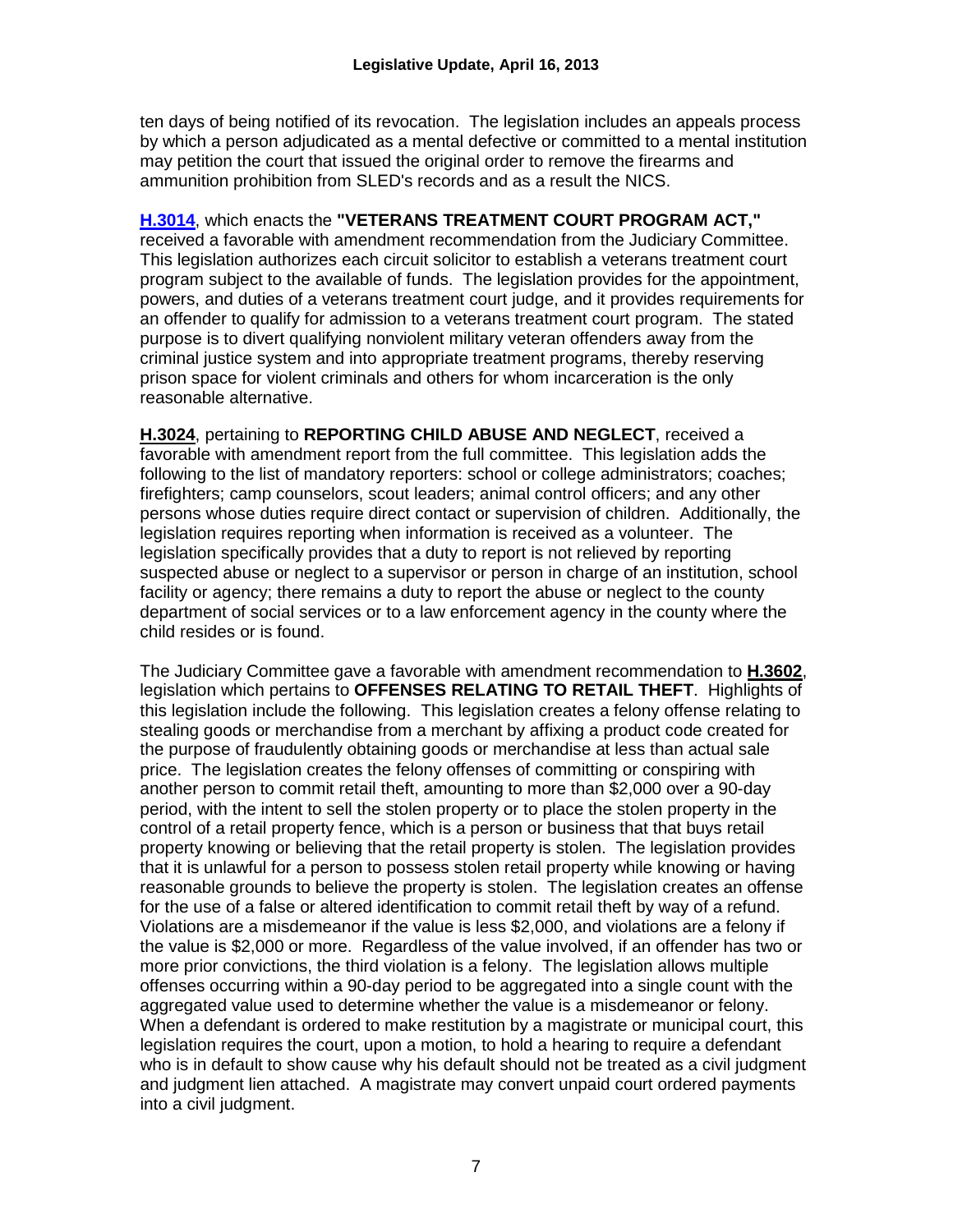ten days of being notified of its revocation. The legislation includes an appeals process by which a person adjudicated as a mental defective or committed to a mental institution may petition the court that issued the original order to remove the firearms and ammunition prohibition from SLED's records and as a result the NICS.

**H.3014**, which enacts the **"VETERANS TREATMENT COURT PROGRAM ACT,"** received a favorable with amendment recommendation from the Judiciary Committee. This legislation authorizes each circuit solicitor to establish a veterans treatment court program subject to the available of funds. The legislation provides for the appointment, powers, and duties of a veterans treatment court judge, and it provides requirements for an offender to qualify for admission to a veterans treatment court program. The stated purpose is to divert qualifying nonviolent military veteran offenders away from the criminal justice system and into appropriate treatment programs, thereby reserving prison space for violent criminals and others for whom incarceration is the only reasonable alternative.

**H.3024**, pertaining to **REPORTING CHILD ABUSE AND NEGLECT**, received a favorable with amendment report from the full committee. This legislation adds the following to the list of mandatory reporters: school or college administrators; coaches; firefighters; camp counselors, scout leaders; animal control officers; and any other persons whose duties require direct contact or supervision of children. Additionally, the legislation requires reporting when information is received as a volunteer. The legislation specifically provides that a duty to report is not relieved by reporting suspected abuse or neglect to a supervisor or person in charge of an institution, school facility or agency; there remains a duty to report the abuse or neglect to the county department of social services or to a law enforcement agency in the county where the child resides or is found.

The Judiciary Committee gave a favorable with amendment recommendation to **H.3602**, legislation which pertains to **OFFENSES RELATING TO RETAIL THEFT**. Highlights of this legislation include the following. This legislation creates a felony offense relating to stealing goods or merchandise from a merchant by affixing a product code created for the purpose of fraudulently obtaining goods or merchandise at less than actual sale price. The legislation creates the felony offenses of committing or conspiring with another person to commit retail theft, amounting to more than $2,000 over a 90-day period, with the intent to sell the stolen property or to place the stolen property in the control of a retail property fence, which is a person or business that that buys retail property knowing or believing that the retail property is stolen. The legislation provides that it is unlawful for a person to possess stolen retail property while knowing or having reasonable grounds to believe the property is stolen. The legislation creates an offense for the use of a false or altered identification to commit retail theft by way of a refund. Violations are a misdemeanor if the value is less $2,000, and violations are a felony if the value is $2,000 or more. Regardless of the value involved, if an offender has two or more prior convictions, the third violation is a felony. The legislation allows multiple offenses occurring within a 90-day period to be aggregated into a single count with the aggregated value used to determine whether the value is a misdemeanor or felony. When a defendant is ordered to make restitution by a magistrate or municipal court, this legislation requires the court, upon a motion, to hold a hearing to require a defendant who is in default to show cause why his default should not be treated as a civil judgment and judgment lien attached. A magistrate may convert unpaid court ordered payments into a civil judgment.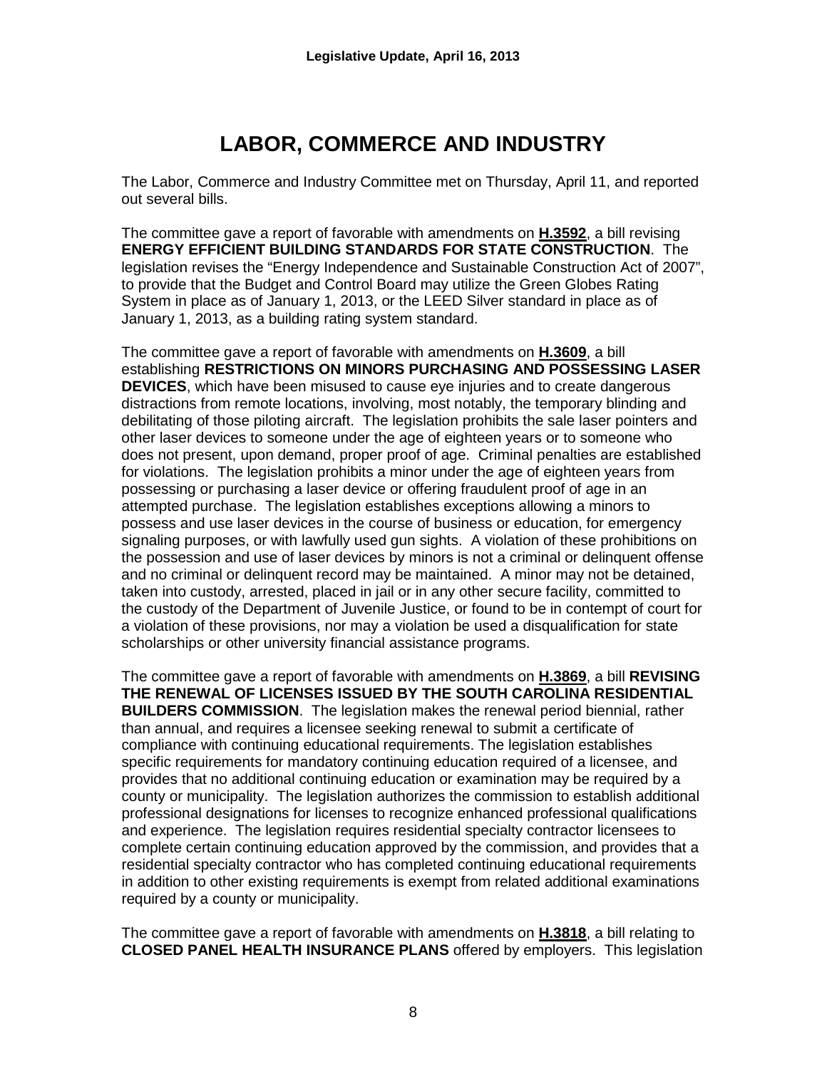# LABOR, COMMERCE AND INDUSTRY

The Labor, Commerce and Industry Committee met on Thursday, April 11, and reported out several bills.

The committee gave a report of favorable with amendments on **H.3592**, a bill revising **ENERGY EFFICIENT BUILDING STANDARDS FOR STATE CONSTRUCTION**. The legislation revises the "Energy Independence and Sustainable Construction Act of 2007", to provide that the Budget and Control Board may utilize the Green Globes Rating System in place as of January 1, 2013, or the LEED Silver standard in place as of January 1, 2013, as a building rating system standard.

The committee gave a report of favorable with amendments on **H.3609**, a bill establishing **RESTRICTIONS ON MINORS PURCHASING AND POSSESSING LASER DEVICES**, which have been misused to cause eye injuries and to create dangerous distractions from remote locations, involving, most notably, the temporary blinding and debilitating of those piloting aircraft. The legislation prohibits the sale laser pointers and other laser devices to someone under the age of eighteen years or to someone who does not present, upon demand, proper proof of age. Criminal penalties are established for violations. The legislation prohibits a minor under the age of eighteen years from possessing or purchasing a laser device or offering fraudulent proof of age in an attempted purchase. The legislation establishes exceptions allowing a minors to possess and use laser devices in the course of business or education, for emergency signaling purposes, or with lawfully used gun sights. A violation of these prohibitions on the possession and use of laser devices by minors is not a criminal or delinquent offense and no criminal or delinquent record may be maintained. A minor may not be detained, taken into custody, arrested, placed in jail or in any other secure facility, committed to the custody of the Department of Juvenile Justice, or found to be in contempt of court for a violation of these provisions, nor may a violation be used a disqualification for state scholarships or other university financial assistance programs.

The committee gave a report of favorable with amendments on **H.3869**, a bill **REVISING THE RENEWAL OF LICENSES ISSUED BY THE SOUTH CAROLINA RESIDENTIAL BUILDERS COMMISSION**. The legislation makes the renewal period biennial, rather than annual, and requires a licensee seeking renewal to submit a certificate of compliance with continuing educational requirements. The legislation establishes specific requirements for mandatory continuing education required of a licensee, and provides that no additional continuing education or examination may be required by a county or municipality. The legislation authorizes the commission to establish additional professional designations for licenses to recognize enhanced professional qualifications and experience. The legislation requires residential specialty contractor licensees to complete certain continuing education approved by the commission, and provides that a residential specialty contractor who has completed continuing educational requirements in addition to other existing requirements is exempt from related additional examinations required by a county or municipality.

The committee gave a report of favorable with amendments on **H.3818**, a bill relating to **CLOSED PANEL HEALTH INSURANCE PLANS** offered by employers. This legislation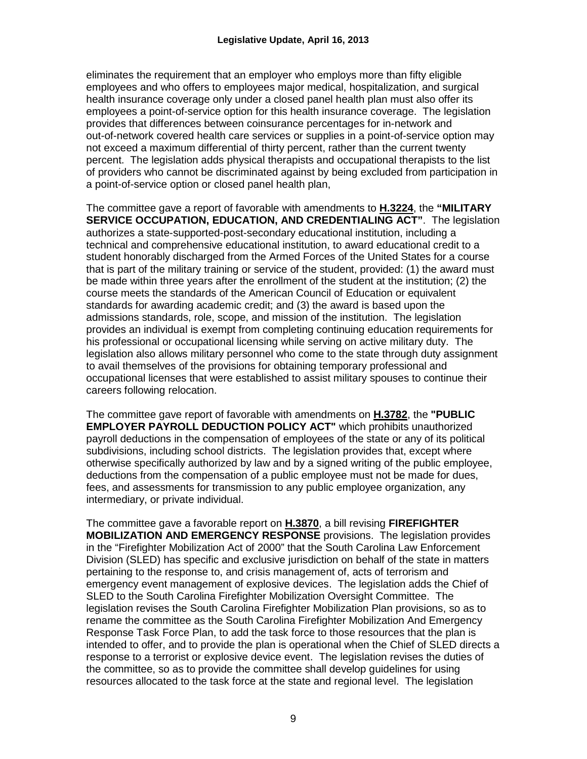eliminates the requirement that an employer who employs more than fifty eligible employees and who offers to employees major medical, hospitalization, and surgical health insurance coverage only under a closed panel health plan must also offer its employees a point-of-service option for this health insurance coverage. The legislation provides that differences between coinsurance percentages for in-network and out-of-network covered health care services or supplies in a point-of-service option may not exceed a maximum differential of thirty percent, rather than the current twenty percent. The legislation adds physical therapists and occupational therapists to the list of providers who cannot be discriminated against by being excluded from participation in a point-of-service option or closed panel health plan,

The committee gave a report of favorable with amendments to **H.3224**, the **"MILITARY SERVICE OCCUPATION, EDUCATION, AND CREDENTIALING ACT"**. The legislation authorizes a state-supported-post-secondary educational institution, including a technical and comprehensive educational institution, to award educational credit to a student honorably discharged from the Armed Forces of the United States for a course that is part of the military training or service of the student, provided: (1) the award must be made within three years after the enrollment of the student at the institution; (2) the course meets the standards of the American Council of Education or equivalent standards for awarding academic credit; and (3) the award is based upon the admissions standards, role, scope, and mission of the institution. The legislation provides an individual is exempt from completing continuing education requirements for his professional or occupational licensing while serving on active military duty. The legislation also allows military personnel who come to the state through duty assignment to avail themselves of the provisions for obtaining temporary professional and occupational licenses that were established to assist military spouses to continue their careers following relocation.

The committee gave report of favorable with amendments on **H.3782**, the **"PUBLIC EMPLOYER PAYROLL DEDUCTION POLICY ACT"** which prohibits unauthorized payroll deductions in the compensation of employees of the state or any of its political subdivisions, including school districts. The legislation provides that, except where otherwise specifically authorized by law and by a signed writing of the public employee, deductions from the compensation of a public employee must not be made for dues, fees, and assessments for transmission to any public employee organization, any intermediary, or private individual.

The committee gave a favorable report on **H.3870**, a bill revising **FIREFIGHTER MOBILIZATION AND EMERGENCY RESPONSE** provisions. The legislation provides in the "Firefighter Mobilization Act of 2000" that the South Carolina Law Enforcement Division (SLED) has specific and exclusive jurisdiction on behalf of the state in matters pertaining to the response to, and crisis management of, acts of terrorism and emergency event management of explosive devices. The legislation adds the Chief of SLED to the South Carolina Firefighter Mobilization Oversight Committee. The legislation revises the South Carolina Firefighter Mobilization Plan provisions, so as to rename the committee as the South Carolina Firefighter Mobilization And Emergency Response Task Force Plan, to add the task force to those resources that the plan is intended to offer, and to provide the plan is operational when the Chief of SLED directs a response to a terrorist or explosive device event. The legislation revises the duties of the committee, so as to provide the committee shall develop guidelines for using resources allocated to the task force at the state and regional level. The legislation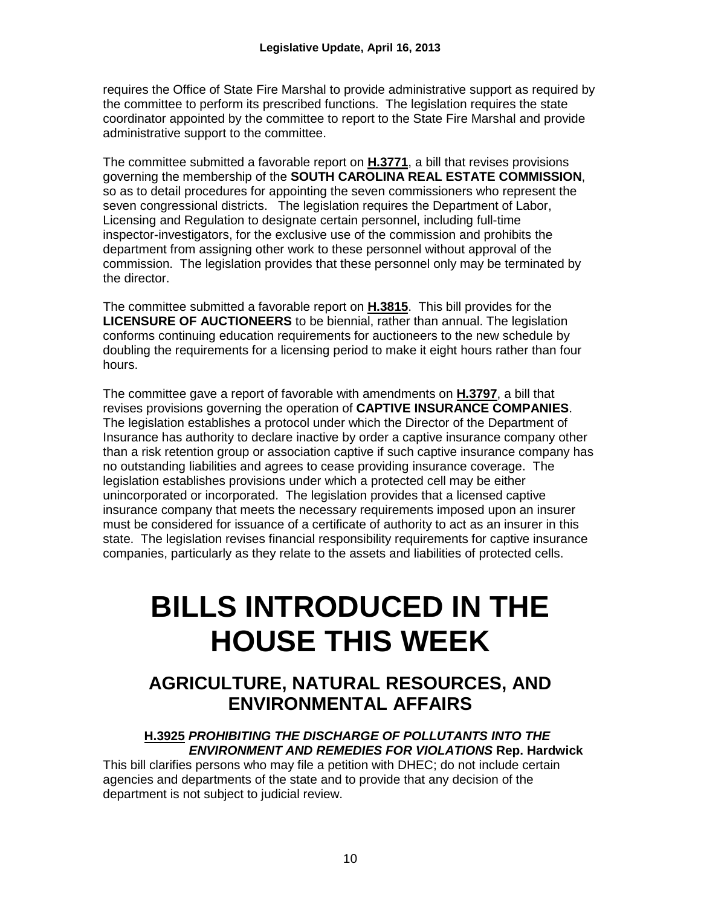requires the Office of State Fire Marshal to provide administrative support as required by the committee to perform its prescribed functions. The legislation requires the state coordinator appointed by the committee to report to the State Fire Marshal and provide administrative support to the committee.

The committee submitted a favorable report on **H.3771**, a bill that revises provisions governing the membership of the **SOUTH CAROLINA REAL ESTATE COMMISSION**, so as to detail procedures for appointing the seven commissioners who represent the seven congressional districts. The legislation requires the Department of Labor, Licensing and Regulation to designate certain personnel, including full-time inspector-investigators, for the exclusive use of the commission and prohibits the department from assigning other work to these personnel without approval of the commission. The legislation provides that these personnel only may be terminated by the director.

The committee submitted a favorable report on **H.3815**. This bill provides for the **LICENSURE OF AUCTIONEERS** to be biennial, rather than annual. The legislation conforms continuing education requirements for auctioneers to the new schedule by doubling the requirements for a licensing period to make it eight hours rather than four hours.

The committee gave a report of favorable with amendments on **H.3797**, a bill that revises provisions governing the operation of **CAPTIVE INSURANCE COMPANIES**. The legislation establishes a protocol under which the Director of the Department of Insurance has authority to declare inactive by order a captive insurance company other than a risk retention group or association captive if such captive insurance company has no outstanding liabilities and agrees to cease providing insurance coverage. The legislation establishes provisions under which a protected cell may be either unincorporated or incorporated. The legislation provides that a licensed captive insurance company that meets the necessary requirements imposed upon an insurer must be considered for issuance of a certificate of authority to act as an insurer in this state. The legislation revises financial responsibility requirements for captive insurance companies, particularly as they relate to the assets and liabilities of protected cells.

# BILLS INTRODUCED IN THE HOUSE THIS WEEK

## AGRICULTURE, NATURAL RESOURCES, AND ENVIRONMENTAL AFFAIRS

**H.3925** ***PROHIBITING THE DISCHARGE OF POLLUTANTS INTO THE ENVIRONMENT AND REMEDIES FOR VIOLATIONS*** **Rep. Hardwick**

This bill clarifies persons who may file a petition with DHEC; do not include certain agencies and departments of the state and to provide that any decision of the department is not subject to judicial review.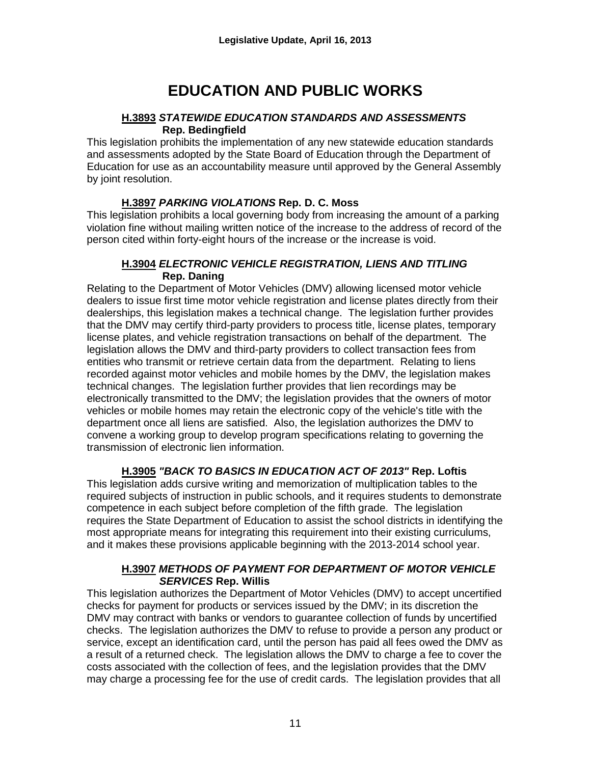# EDUCATION AND PUBLIC WORKS

**H.3893** ***STATEWIDE EDUCATION STANDARDS AND ASSESSMENTS*** **Rep. Bedingfield**

This legislation prohibits the implementation of any new statewide education standards and assessments adopted by the State Board of Education through the Department of Education for use as an accountability measure until approved by the General Assembly by joint resolution.

**H.3897** ***PARKING VIOLATIONS*** **Rep. D. C. Moss**

This legislation prohibits a local governing body from increasing the amount of a parking violation fine without mailing written notice of the increase to the address of record of the person cited within forty-eight hours of the increase or the increase is void.

**H.3904** ***ELECTRONIC VEHICLE REGISTRATION, LIENS AND TITLING*** **Rep. Daning**

Relating to the Department of Motor Vehicles (DMV) allowing licensed motor vehicle dealers to issue first time motor vehicle registration and license plates directly from their dealerships, this legislation makes a technical change. The legislation further provides that the DMV may certify third-party providers to process title, license plates, temporary license plates, and vehicle registration transactions on behalf of the department. The legislation allows the DMV and third-party providers to collect transaction fees from entities who transmit or retrieve certain data from the department. Relating to liens recorded against motor vehicles and mobile homes by the DMV, the legislation makes technical changes. The legislation further provides that lien recordings may be electronically transmitted to the DMV; the legislation provides that the owners of motor vehicles or mobile homes may retain the electronic copy of the vehicle's title with the department once all liens are satisfied. Also, the legislation authorizes the DMV to convene a working group to develop program specifications relating to governing the transmission of electronic lien information.

**H.3905** ***"BACK TO BASICS IN EDUCATION ACT OF 2013"*** **Rep. Loftis**

This legislation adds cursive writing and memorization of multiplication tables to the required subjects of instruction in public schools, and it requires students to demonstrate competence in each subject before completion of the fifth grade. The legislation requires the State Department of Education to assist the school districts in identifying the most appropriate means for integrating this requirement into their existing curriculums, and it makes these provisions applicable beginning with the 2013-2014 school year.

**H.3907** ***METHODS OF PAYMENT FOR DEPARTMENT OF MOTOR VEHICLE SERVICES*** **Rep. Willis**

This legislation authorizes the Department of Motor Vehicles (DMV) to accept uncertified checks for payment for products or services issued by the DMV; in its discretion the DMV may contract with banks or vendors to guarantee collection of funds by uncertified checks. The legislation authorizes the DMV to refuse to provide a person any product or service, except an identification card, until the person has paid all fees owed the DMV as a result of a returned check. The legislation allows the DMV to charge a fee to cover the costs associated with the collection of fees, and the legislation provides that the DMV may charge a processing fee for the use of credit cards. The legislation provides that all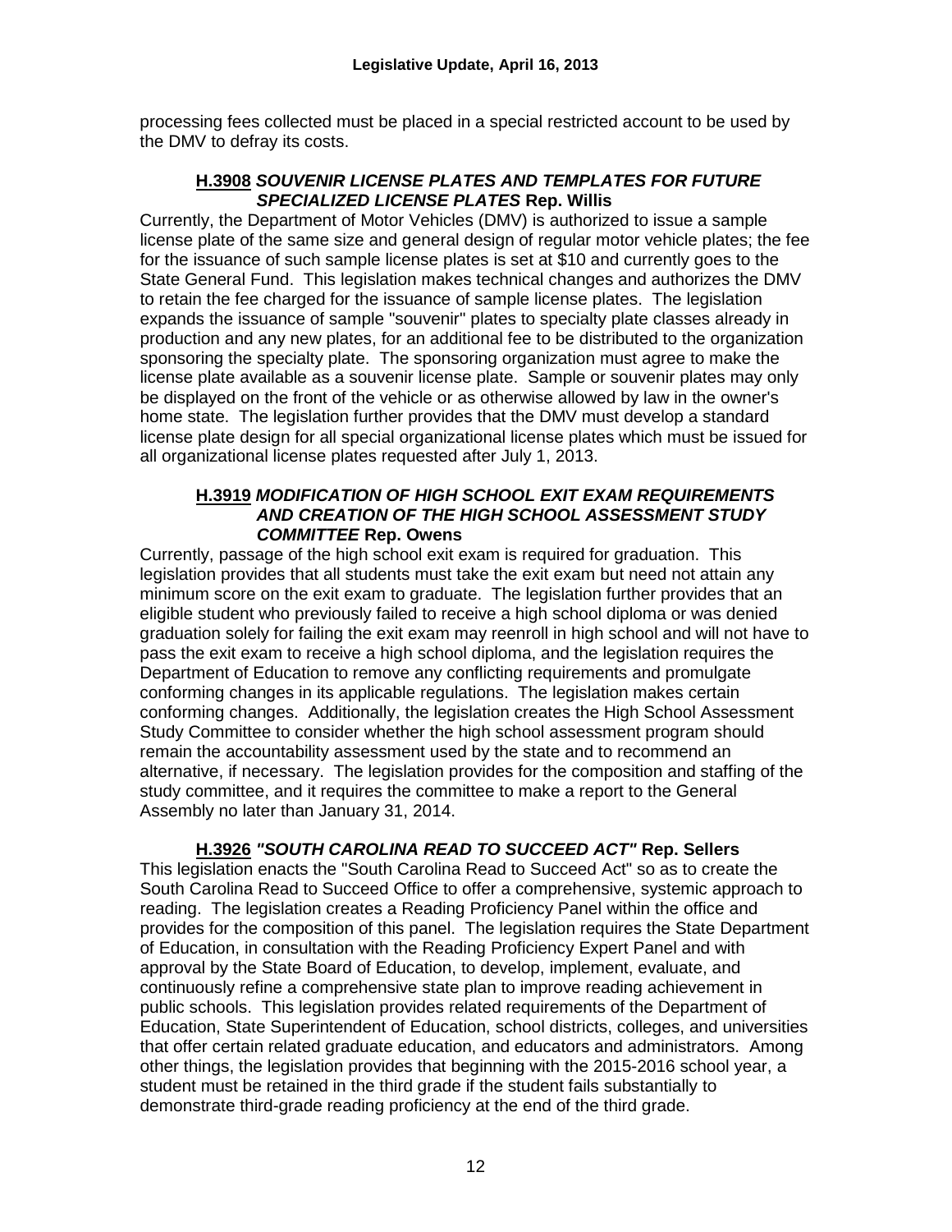processing fees collected must be placed in a special restricted account to be used by the DMV to defray its costs.

### **H.3908** ***SOUVENIR LICENSE PLATES AND TEMPLATES FOR FUTURE SPECIALIZED LICENSE PLATES*** **Rep. Willis**

Currently, the Department of Motor Vehicles (DMV) is authorized to issue a sample license plate of the same size and general design of regular motor vehicle plates; the fee for the issuance of such sample license plates is set at $10 and currently goes to the State General Fund. This legislation makes technical changes and authorizes the DMV to retain the fee charged for the issuance of sample license plates. The legislation expands the issuance of sample "souvenir" plates to specialty plate classes already in production and any new plates, for an additional fee to be distributed to the organization sponsoring the specialty plate. The sponsoring organization must agree to make the license plate available as a souvenir license plate. Sample or souvenir plates may only be displayed on the front of the vehicle or as otherwise allowed by law in the owner's home state. The legislation further provides that the DMV must develop a standard license plate design for all special organizational license plates which must be issued for all organizational license plates requested after July 1, 2013.

### **H.3919** ***MODIFICATION OF HIGH SCHOOL EXIT EXAM REQUIREMENTS AND CREATION OF THE HIGH SCHOOL ASSESSMENT STUDY COMMITTEE*** **Rep. Owens**

Currently, passage of the high school exit exam is required for graduation. This legislation provides that all students must take the exit exam but need not attain any minimum score on the exit exam to graduate. The legislation further provides that an eligible student who previously failed to receive a high school diploma or was denied graduation solely for failing the exit exam may reenroll in high school and will not have to pass the exit exam to receive a high school diploma, and the legislation requires the Department of Education to remove any conflicting requirements and promulgate conforming changes in its applicable regulations. The legislation makes certain conforming changes. Additionally, the legislation creates the High School Assessment Study Committee to consider whether the high school assessment program should remain the accountability assessment used by the state and to recommend an alternative, if necessary. The legislation provides for the composition and staffing of the study committee, and it requires the committee to make a report to the General Assembly no later than January 31, 2014.

### **H.3926** ***"SOUTH CAROLINA READ TO SUCCEED ACT"*** **Rep. Sellers**

This legislation enacts the "South Carolina Read to Succeed Act" so as to create the South Carolina Read to Succeed Office to offer a comprehensive, systemic approach to reading. The legislation creates a Reading Proficiency Panel within the office and provides for the composition of this panel. The legislation requires the State Department of Education, in consultation with the Reading Proficiency Expert Panel and with approval by the State Board of Education, to develop, implement, evaluate, and continuously refine a comprehensive state plan to improve reading achievement in public schools. This legislation provides related requirements of the Department of Education, State Superintendent of Education, school districts, colleges, and universities that offer certain related graduate education, and educators and administrators. Among other things, the legislation provides that beginning with the 2015-2016 school year, a student must be retained in the third grade if the student fails substantially to demonstrate third-grade reading proficiency at the end of the third grade.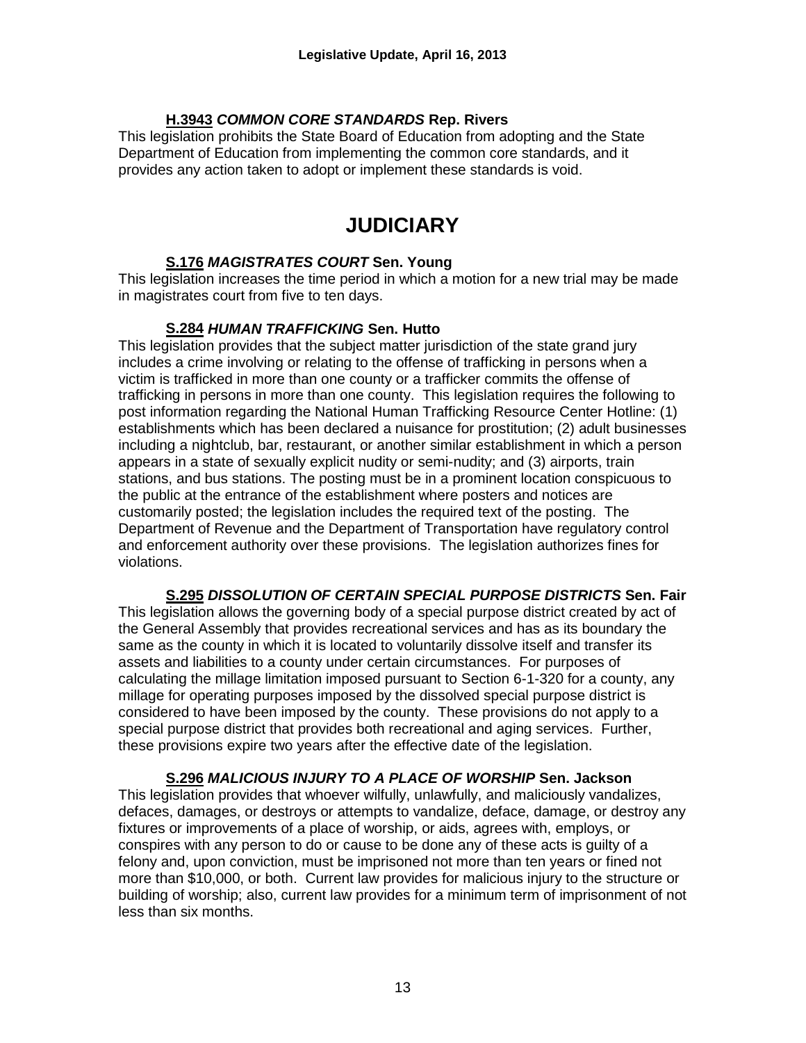**H.3943** ***COMMON CORE STANDARDS*** **Rep. Rivers**

This legislation prohibits the State Board of Education from adopting and the State Department of Education from implementing the common core standards, and it provides any action taken to adopt or implement these standards is void.

# JUDICIARY

**S.176** ***MAGISTRATES COURT*** **Sen. Young**

This legislation increases the time period in which a motion for a new trial may be made in magistrates court from five to ten days.

**S.284** ***HUMAN TRAFFICKING*** **Sen. Hutto**

This legislation provides that the subject matter jurisdiction of the state grand jury includes a crime involving or relating to the offense of trafficking in persons when a victim is trafficked in more than one county or a trafficker commits the offense of trafficking in persons in more than one county. This legislation requires the following to post information regarding the National Human Trafficking Resource Center Hotline: (1) establishments which has been declared a nuisance for prostitution; (2) adult businesses including a nightclub, bar, restaurant, or another similar establishment in which a person appears in a state of sexually explicit nudity or semi-nudity; and (3) airports, train stations, and bus stations. The posting must be in a prominent location conspicuous to the public at the entrance of the establishment where posters and notices are customarily posted; the legislation includes the required text of the posting. The Department of Revenue and the Department of Transportation have regulatory control and enforcement authority over these provisions. The legislation authorizes fines for violations.

**S.295** ***DISSOLUTION OF CERTAIN SPECIAL PURPOSE DISTRICTS*** **Sen. Fair**

This legislation allows the governing body of a special purpose district created by act of the General Assembly that provides recreational services and has as its boundary the same as the county in which it is located to voluntarily dissolve itself and transfer its assets and liabilities to a county under certain circumstances. For purposes of calculating the millage limitation imposed pursuant to Section 6-1-320 for a county, any millage for operating purposes imposed by the dissolved special purpose district is considered to have been imposed by the county. These provisions do not apply to a special purpose district that provides both recreational and aging services. Further, these provisions expire two years after the effective date of the legislation.

**S.296** ***MALICIOUS INJURY TO A PLACE OF WORSHIP*** **Sen. Jackson**

This legislation provides that whoever wilfully, unlawfully, and maliciously vandalizes, defaces, damages, or destroys or attempts to vandalize, deface, damage, or destroy any fixtures or improvements of a place of worship, or aids, agrees with, employs, or conspires with any person to do or cause to be done any of these acts is guilty of a felony and, upon conviction, must be imprisoned not more than ten years or fined not more than $10,000, or both. Current law provides for malicious injury to the structure or building of worship; also, current law provides for a minimum term of imprisonment of not less than six months.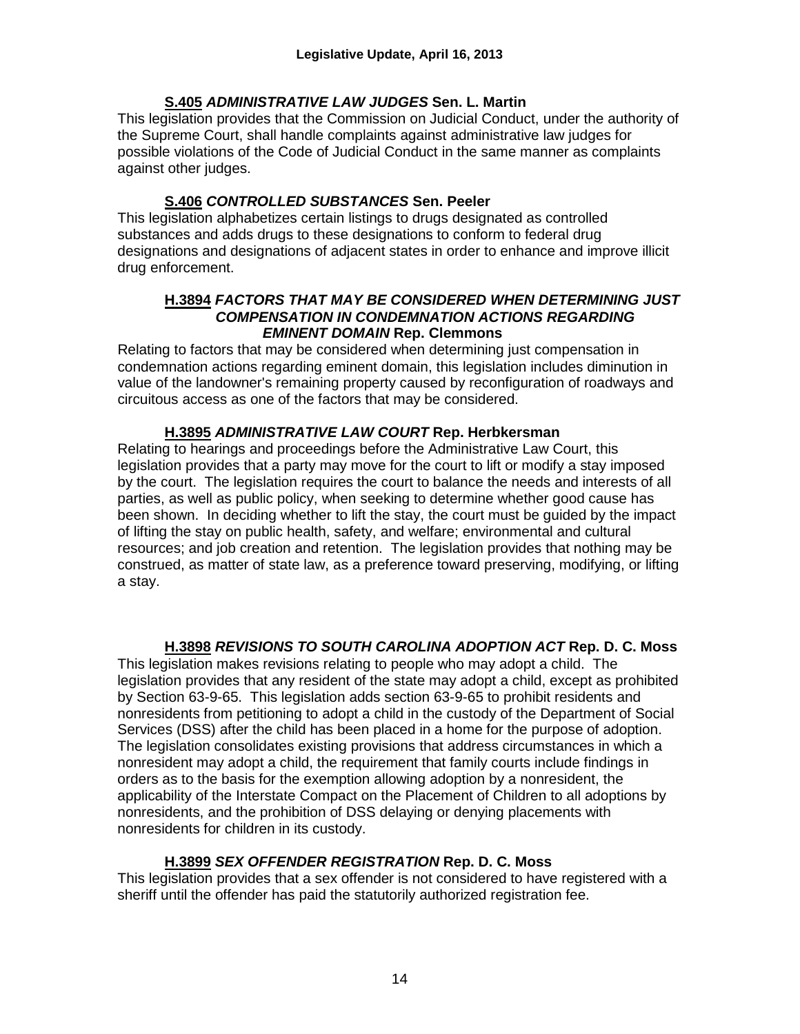### **S.405** ***ADMINISTRATIVE LAW JUDGES*** **Sen. L. Martin**

This legislation provides that the Commission on Judicial Conduct, under the authority of the Supreme Court, shall handle complaints against administrative law judges for possible violations of the Code of Judicial Conduct in the same manner as complaints against other judges.

### **S.406** ***CONTROLLED SUBSTANCES*** **Sen. Peeler**

This legislation alphabetizes certain listings to drugs designated as controlled substances and adds drugs to these designations to conform to federal drug designations and designations of adjacent states in order to enhance and improve illicit drug enforcement.

### **H.3894** ***FACTORS THAT MAY BE CONSIDERED WHEN DETERMINING JUST COMPENSATION IN CONDEMNATION ACTIONS REGARDING EMINENT DOMAIN*** **Rep. Clemmons**

Relating to factors that may be considered when determining just compensation in condemnation actions regarding eminent domain, this legislation includes diminution in value of the landowner's remaining property caused by reconfiguration of roadways and circuitous access as one of the factors that may be considered.

### **H.3895** ***ADMINISTRATIVE LAW COURT*** **Rep. Herbkersman**

Relating to hearings and proceedings before the Administrative Law Court, this legislation provides that a party may move for the court to lift or modify a stay imposed by the court. The legislation requires the court to balance the needs and interests of all parties, as well as public policy, when seeking to determine whether good cause has been shown. In deciding whether to lift the stay, the court must be guided by the impact of lifting the stay on public health, safety, and welfare; environmental and cultural resources; and job creation and retention. The legislation provides that nothing may be construed, as matter of state law, as a preference toward preserving, modifying, or lifting a stay.

### **H.3898** ***REVISIONS TO SOUTH CAROLINA ADOPTION ACT*** **Rep. D. C. Moss**

This legislation makes revisions relating to people who may adopt a child. The legislation provides that any resident of the state may adopt a child, except as prohibited by Section 63-9-65. This legislation adds section 63-9-65 to prohibit residents and nonresidents from petitioning to adopt a child in the custody of the Department of Social Services (DSS) after the child has been placed in a home for the purpose of adoption. The legislation consolidates existing provisions that address circumstances in which a nonresident may adopt a child, the requirement that family courts include findings in orders as to the basis for the exemption allowing adoption by a nonresident, the applicability of the Interstate Compact on the Placement of Children to all adoptions by nonresidents, and the prohibition of DSS delaying or denying placements with nonresidents for children in its custody.

### **H.3899** ***SEX OFFENDER REGISTRATION*** **Rep. D. C. Moss**

This legislation provides that a sex offender is not considered to have registered with a sheriff until the offender has paid the statutorily authorized registration fee.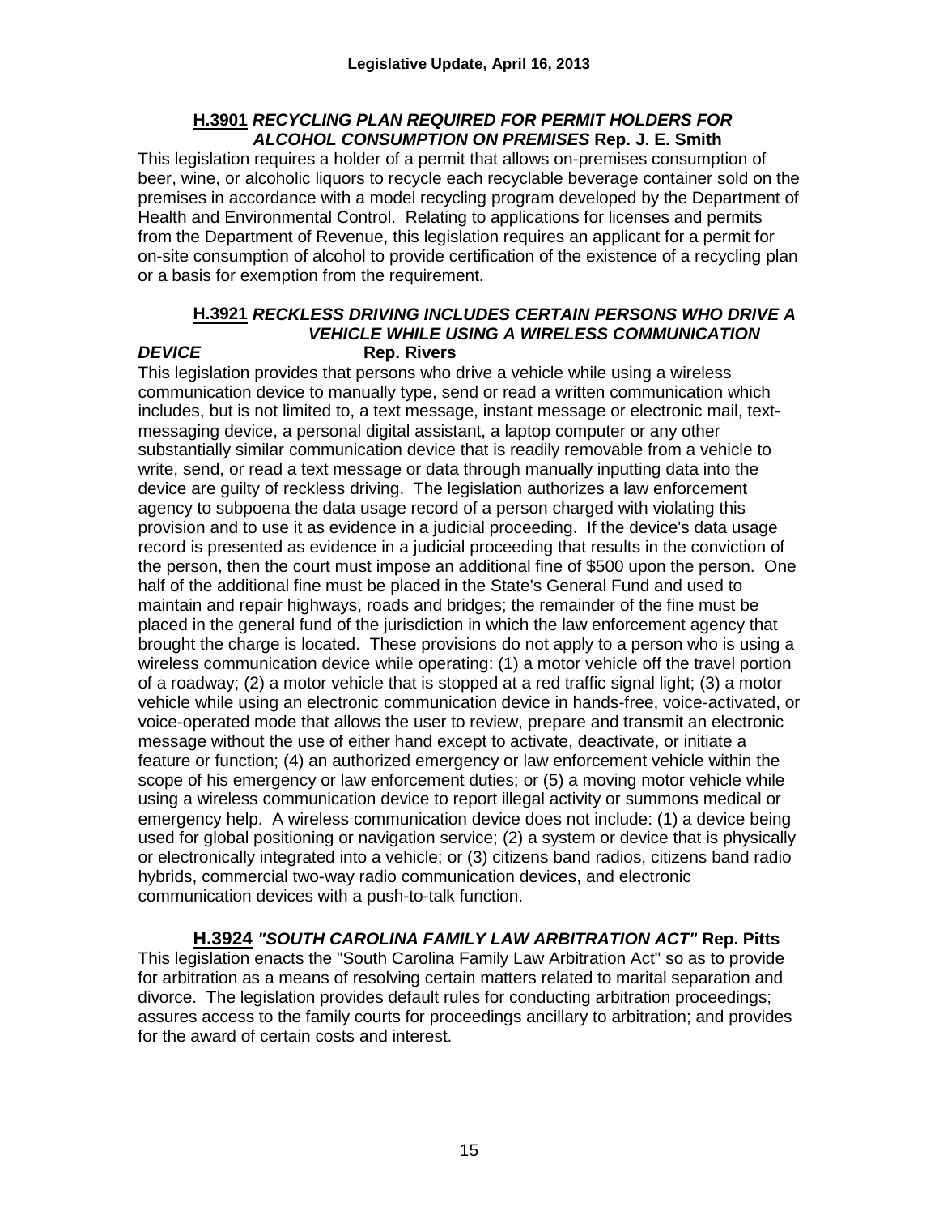### **<u>H.3901</u>** ***RECYCLING PLAN REQUIRED FOR PERMIT HOLDERS FOR ALCOHOL CONSUMPTION ON PREMISES*** **Rep. J. E. Smith**

This legislation requires a holder of a permit that allows on-premises consumption of beer, wine, or alcoholic liquors to recycle each recyclable beverage container sold on the premises in accordance with a model recycling program developed by the Department of Health and Environmental Control. Relating to applications for licenses and permits from the Department of Revenue, this legislation requires an applicant for a permit for on-site consumption of alcohol to provide certification of the existence of a recycling plan or a basis for exemption from the requirement.

### **<u>H.3921</u>** ***RECKLESS DRIVING INCLUDES CERTAIN PERSONS WHO DRIVE A VEHICLE WHILE USING A WIRELESS COMMUNICATION DEVICE*** **Rep. Rivers**

This legislation provides that persons who drive a vehicle while using a wireless communication device to manually type, send or read a written communication which includes, but is not limited to, a text message, instant message or electronic mail, text-messaging device, a personal digital assistant, a laptop computer or any other substantially similar communication device that is readily removable from a vehicle to write, send, or read a text message or data through manually inputting data into the device are guilty of reckless driving. The legislation authorizes a law enforcement agency to subpoena the data usage record of a person charged with violating this provision and to use it as evidence in a judicial proceeding. If the device's data usage record is presented as evidence in a judicial proceeding that results in the conviction of the person, then the court must impose an additional fine of $500 upon the person. One half of the additional fine must be placed in the State's General Fund and used to maintain and repair highways, roads and bridges; the remainder of the fine must be placed in the general fund of the jurisdiction in which the law enforcement agency that brought the charge is located. These provisions do not apply to a person who is using a wireless communication device while operating: (1) a motor vehicle off the travel portion of a roadway; (2) a motor vehicle that is stopped at a red traffic signal light; (3) a motor vehicle while using an electronic communication device in hands-free, voice-activated, or voice-operated mode that allows the user to review, prepare and transmit an electronic message without the use of either hand except to activate, deactivate, or initiate a feature or function; (4) an authorized emergency or law enforcement vehicle within the scope of his emergency or law enforcement duties; or (5) a moving motor vehicle while using a wireless communication device to report illegal activity or summons medical or emergency help. A wireless communication device does not include: (1) a device being used for global positioning or navigation service; (2) a system or device that is physically or electronically integrated into a vehicle; or (3) citizens band radios, citizens band radio hybrids, commercial two-way radio communication devices, and electronic communication devices with a push-to-talk function.

### **<u>H.3924</u>** ***"SOUTH CAROLINA FAMILY LAW ARBITRATION ACT"*** **Rep. Pitts**

This legislation enacts the "South Carolina Family Law Arbitration Act" so as to provide for arbitration as a means of resolving certain matters related to marital separation and divorce. The legislation provides default rules for conducting arbitration proceedings; assures access to the family courts for proceedings ancillary to arbitration; and provides for the award of certain costs and interest.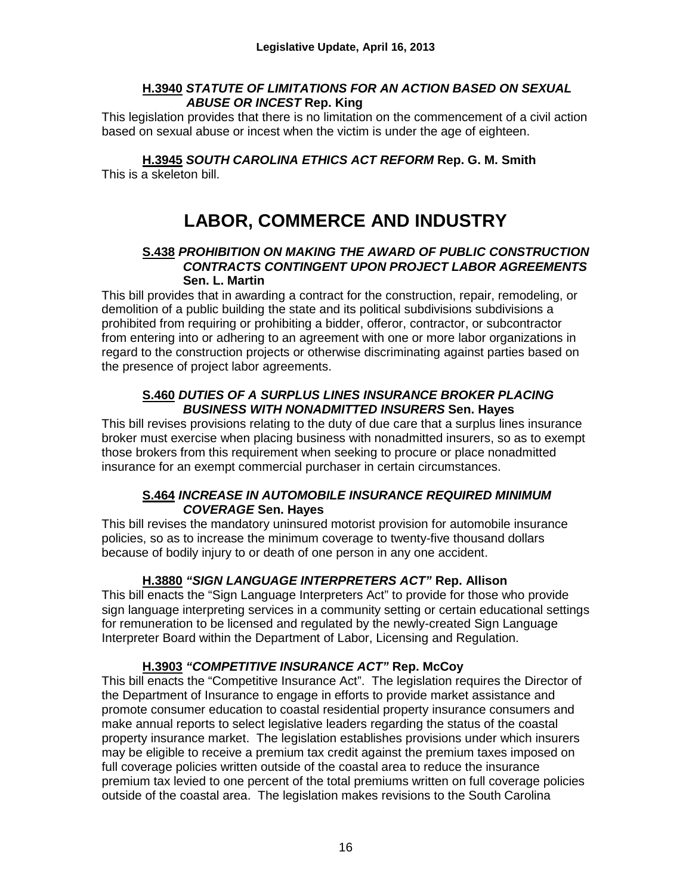**H.3940** ***STATUTE OF LIMITATIONS FOR AN ACTION BASED ON SEXUAL ABUSE OR INCEST*** **Rep. King**

This legislation provides that there is no limitation on the commencement of a civil action based on sexual abuse or incest when the victim is under the age of eighteen.

**H.3945** ***SOUTH CAROLINA ETHICS ACT REFORM*** **Rep. G. M. Smith**

This is a skeleton bill.

# LABOR, COMMERCE AND INDUSTRY

**S.438** ***PROHIBITION ON MAKING THE AWARD OF PUBLIC CONSTRUCTION CONTRACTS CONTINGENT UPON PROJECT LABOR AGREEMENTS*** **Sen. L. Martin**

This bill provides that in awarding a contract for the construction, repair, remodeling, or demolition of a public building the state and its political subdivisions subdivisions a prohibited from requiring or prohibiting a bidder, offeror, contractor, or subcontractor from entering into or adhering to an agreement with one or more labor organizations in regard to the construction projects or otherwise discriminating against parties based on the presence of project labor agreements.

**S.460** ***DUTIES OF A SURPLUS LINES INSURANCE BROKER PLACING BUSINESS WITH NONADMITTED INSURERS*** **Sen. Hayes**

This bill revises provisions relating to the duty of due care that a surplus lines insurance broker must exercise when placing business with nonadmitted insurers, so as to exempt those brokers from this requirement when seeking to procure or place nonadmitted insurance for an exempt commercial purchaser in certain circumstances.

**S.464** ***INCREASE IN AUTOMOBILE INSURANCE REQUIRED MINIMUM COVERAGE*** **Sen. Hayes**

This bill revises the mandatory uninsured motorist provision for automobile insurance policies, so as to increase the minimum coverage to twenty-five thousand dollars because of bodily injury to or death of one person in any one accident.

**H.3880** ***"SIGN LANGUAGE INTERPRETERS ACT"*** **Rep. Allison**

This bill enacts the "Sign Language Interpreters Act" to provide for those who provide sign language interpreting services in a community setting or certain educational settings for remuneration to be licensed and regulated by the newly-created Sign Language Interpreter Board within the Department of Labor, Licensing and Regulation.

**H.3903** ***"COMPETITIVE INSURANCE ACT"*** **Rep. McCoy**

This bill enacts the "Competitive Insurance Act". The legislation requires the Director of the Department of Insurance to engage in efforts to provide market assistance and promote consumer education to coastal residential property insurance consumers and make annual reports to select legislative leaders regarding the status of the coastal property insurance market. The legislation establishes provisions under which insurers may be eligible to receive a premium tax credit against the premium taxes imposed on full coverage policies written outside of the coastal area to reduce the insurance premium tax levied to one percent of the total premiums written on full coverage policies outside of the coastal area. The legislation makes revisions to the South Carolina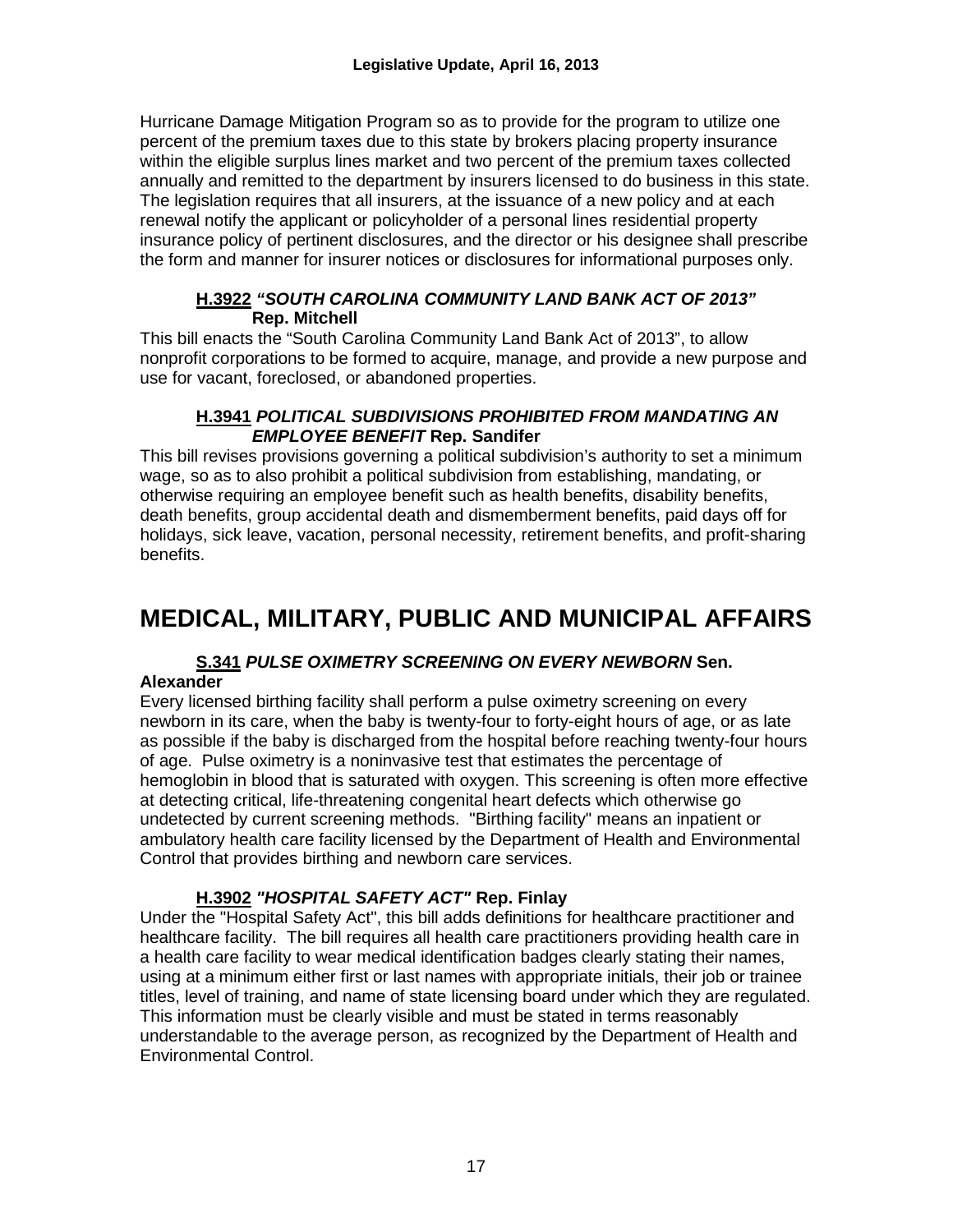Hurricane Damage Mitigation Program so as to provide for the program to utilize one percent of the premium taxes due to this state by brokers placing property insurance within the eligible surplus lines market and two percent of the premium taxes collected annually and remitted to the department by insurers licensed to do business in this state. The legislation requires that all insurers, at the issuance of a new policy and at each renewal notify the applicant or policyholder of a personal lines residential property insurance policy of pertinent disclosures, and the director or his designee shall prescribe the form and manner for insurer notices or disclosures for informational purposes only.

**H.3922** ***"SOUTH CAROLINA COMMUNITY LAND BANK ACT OF 2013"*** **Rep. Mitchell**

This bill enacts the "South Carolina Community Land Bank Act of 2013", to allow nonprofit corporations to be formed to acquire, manage, and provide a new purpose and use for vacant, foreclosed, or abandoned properties.

**H.3941** ***POLITICAL SUBDIVISIONS PROHIBITED FROM MANDATING AN EMPLOYEE BENEFIT*** **Rep. Sandifer**

This bill revises provisions governing a political subdivision's authority to set a minimum wage, so as to also prohibit a political subdivision from establishing, mandating, or otherwise requiring an employee benefit such as health benefits, disability benefits, death benefits, group accidental death and dismemberment benefits, paid days off for holidays, sick leave, vacation, personal necessity, retirement benefits, and profit-sharing benefits.

# MEDICAL, MILITARY, PUBLIC AND MUNICIPAL AFFAIRS

**S.341** ***PULSE OXIMETRY SCREENING ON EVERY NEWBORN*** **Sen. Alexander**

Every licensed birthing facility shall perform a pulse oximetry screening on every newborn in its care, when the baby is twenty-four to forty-eight hours of age, or as late as possible if the baby is discharged from the hospital before reaching twenty-four hours of age. Pulse oximetry is a noninvasive test that estimates the percentage of hemoglobin in blood that is saturated with oxygen. This screening is often more effective at detecting critical, life-threatening congenital heart defects which otherwise go undetected by current screening methods. "Birthing facility" means an inpatient or ambulatory health care facility licensed by the Department of Health and Environmental Control that provides birthing and newborn care services.

**H.3902** ***"HOSPITAL SAFETY ACT"*** **Rep. Finlay**

Under the "Hospital Safety Act", this bill adds definitions for healthcare practitioner and healthcare facility. The bill requires all health care practitioners providing health care in a health care facility to wear medical identification badges clearly stating their names, using at a minimum either first or last names with appropriate initials, their job or trainee titles, level of training, and name of state licensing board under which they are regulated. This information must be clearly visible and must be stated in terms reasonably understandable to the average person, as recognized by the Department of Health and Environmental Control.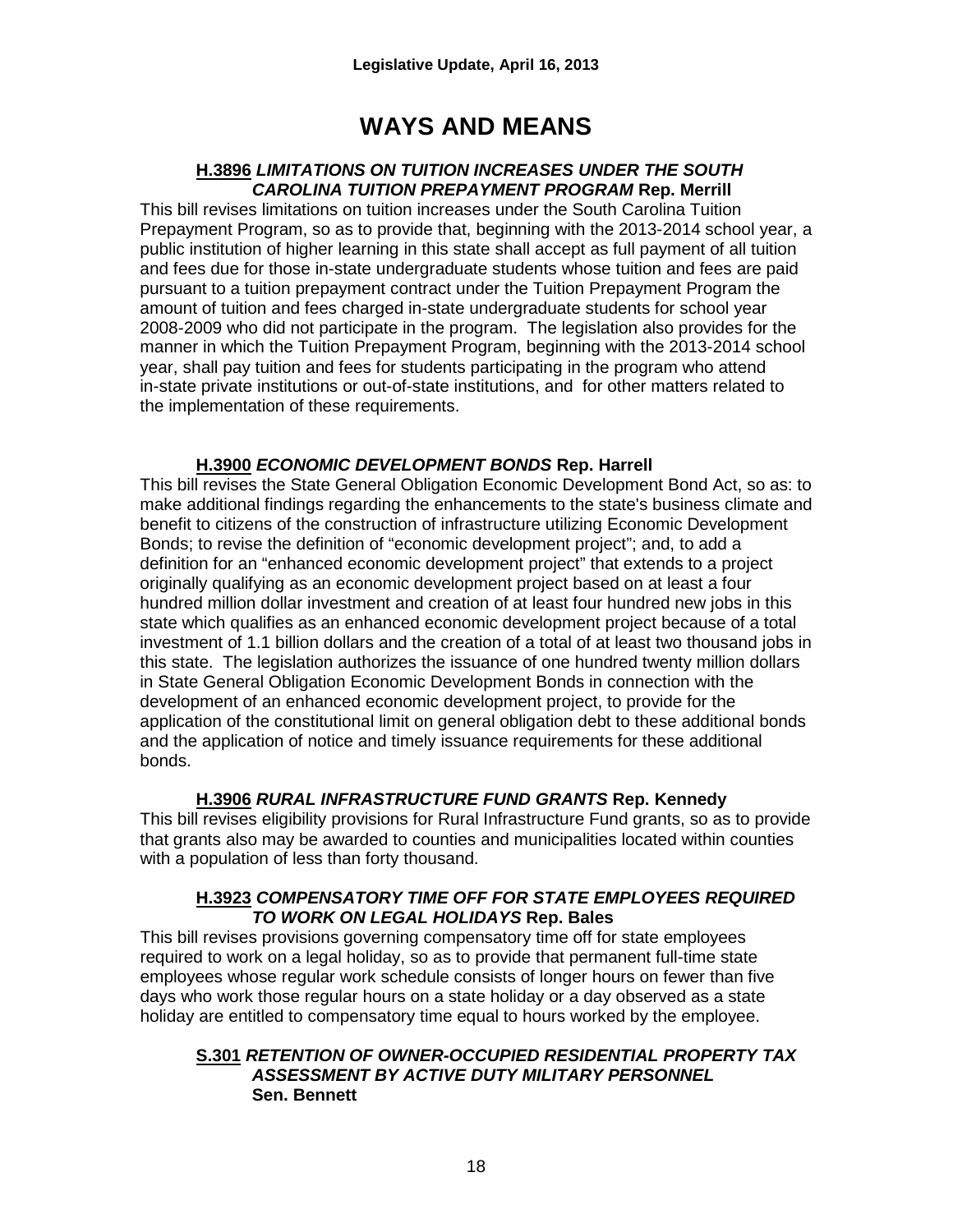# WAYS AND MEANS

**H.3896** ***LIMITATIONS ON TUITION INCREASES UNDER THE SOUTH CAROLINA TUITION PREPAYMENT PROGRAM*** **Rep. Merrill**

This bill revises limitations on tuition increases under the South Carolina Tuition Prepayment Program, so as to provide that, beginning with the 2013-2014 school year, a public institution of higher learning in this state shall accept as full payment of all tuition and fees due for those in-state undergraduate students whose tuition and fees are paid pursuant to a tuition prepayment contract under the Tuition Prepayment Program the amount of tuition and fees charged in-state undergraduate students for school year 2008-2009 who did not participate in the program. The legislation also provides for the manner in which the Tuition Prepayment Program, beginning with the 2013-2014 school year, shall pay tuition and fees for students participating in the program who attend in-state private institutions or out-of-state institutions, and for other matters related to the implementation of these requirements.

**H.3900** ***ECONOMIC DEVELOPMENT BONDS*** **Rep. Harrell**

This bill revises the State General Obligation Economic Development Bond Act, so as: to make additional findings regarding the enhancements to the state's business climate and benefit to citizens of the construction of infrastructure utilizing Economic Development Bonds; to revise the definition of "economic development project"; and, to add a definition for an "enhanced economic development project" that extends to a project originally qualifying as an economic development project based on at least a four hundred million dollar investment and creation of at least four hundred new jobs in this state which qualifies as an enhanced economic development project because of a total investment of 1.1 billion dollars and the creation of a total of at least two thousand jobs in this state. The legislation authorizes the issuance of one hundred twenty million dollars in State General Obligation Economic Development Bonds in connection with the development of an enhanced economic development project, to provide for the application of the constitutional limit on general obligation debt to these additional bonds and the application of notice and timely issuance requirements for these additional bonds.

**H.3906** ***RURAL INFRASTRUCTURE FUND GRANTS*** **Rep. Kennedy**

This bill revises eligibility provisions for Rural Infrastructure Fund grants, so as to provide that grants also may be awarded to counties and municipalities located within counties with a population of less than forty thousand.

**H.3923** ***COMPENSATORY TIME OFF FOR STATE EMPLOYEES REQUIRED TO WORK ON LEGAL HOLIDAYS*** **Rep. Bales**

This bill revises provisions governing compensatory time off for state employees required to work on a legal holiday, so as to provide that permanent full-time state employees whose regular work schedule consists of longer hours on fewer than five days who work those regular hours on a state holiday or a day observed as a state holiday are entitled to compensatory time equal to hours worked by the employee.

**S.301** ***RETENTION OF OWNER-OCCUPIED RESIDENTIAL PROPERTY TAX ASSESSMENT BY ACTIVE DUTY MILITARY PERSONNEL*** **Sen. Bennett**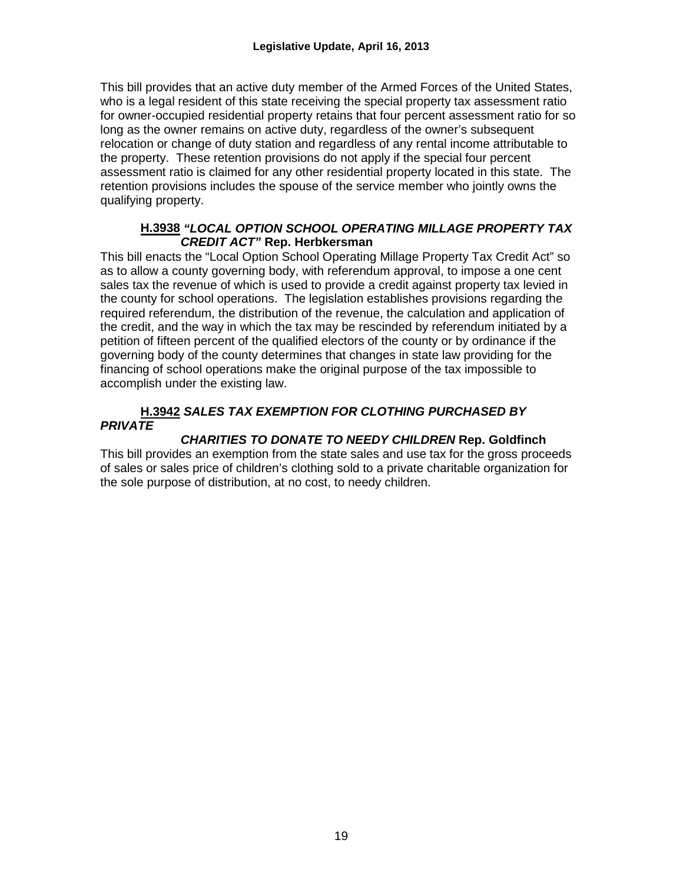This bill provides that an active duty member of the Armed Forces of the United States, who is a legal resident of this state receiving the special property tax assessment ratio for owner-occupied residential property retains that four percent assessment ratio for so long as the owner remains on active duty, regardless of the owner's subsequent relocation or change of duty station and regardless of any rental income attributable to the property. These retention provisions do not apply if the special four percent assessment ratio is claimed for any other residential property located in this state. The retention provisions includes the spouse of the service member who jointly owns the qualifying property.

### **H.3938** ***"LOCAL OPTION SCHOOL OPERATING MILLAGE PROPERTY TAX CREDIT ACT"*** **Rep. Herbkersman**

This bill enacts the "Local Option School Operating Millage Property Tax Credit Act" so as to allow a county governing body, with referendum approval, to impose a one cent sales tax the revenue of which is used to provide a credit against property tax levied in the county for school operations. The legislation establishes provisions regarding the required referendum, the distribution of the revenue, the calculation and application of the credit, and the way in which the tax may be rescinded by referendum initiated by a petition of fifteen percent of the qualified electors of the county or by ordinance if the governing body of the county determines that changes in state law providing for the financing of school operations make the original purpose of the tax impossible to accomplish under the existing law.

### **H.3942** ***SALES TAX EXEMPTION FOR CLOTHING PURCHASED BY PRIVATE CHARITIES TO DONATE TO NEEDY CHILDREN*** **Rep. Goldfinch**

This bill provides an exemption from the state sales and use tax for the gross proceeds of sales or sales price of children's clothing sold to a private charitable organization for the sole purpose of distribution, at no cost, to needy children.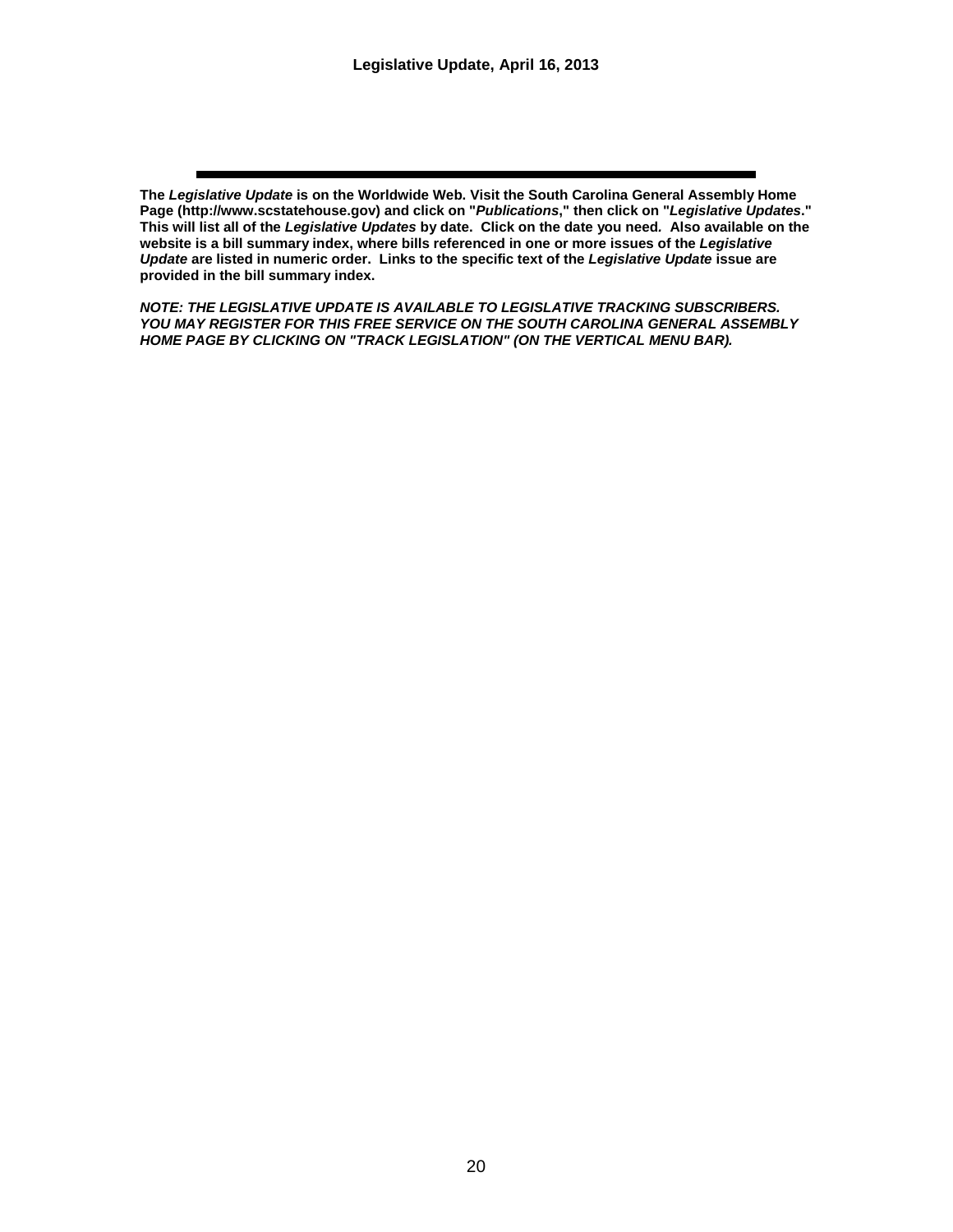---

**The *Legislative Update* is on the Worldwide Web. Visit the South Carolina General Assembly Home Page (http://www.scstatehouse.gov) and click on "*Publications*," then click on "*Legislative Updates*." This will list all of the *Legislative Updates* by date. Click on the date you need. Also available on the website is a bill summary index, where bills referenced in one or more issues of the *Legislative Update* are listed in numeric order. Links to the specific text of the *Legislative Update* issue are provided in the bill summary index.**

***NOTE: THE LEGISLATIVE UPDATE IS AVAILABLE TO LEGISLATIVE TRACKING SUBSCRIBERS. YOU MAY REGISTER FOR THIS FREE SERVICE ON THE SOUTH CAROLINA GENERAL ASSEMBLY HOME PAGE BY CLICKING ON "TRACK LEGISLATION" (ON THE VERTICAL MENU BAR).***